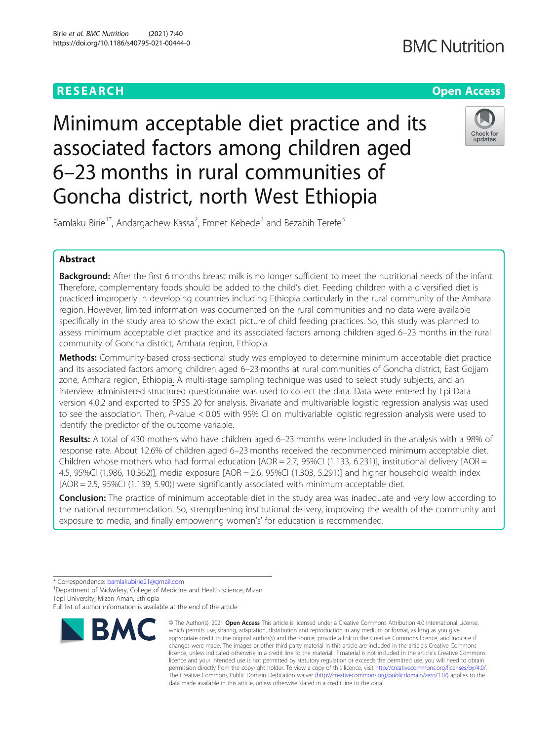**RESEARCH** **Open Access**

# Minimum acceptable diet practice and its associated factors among children aged 6–23 months in rural communities of Goncha district, north West Ethiopia

Bamlaku Birie[1*], Andargachew Kassa[2], Emnet Kebede[2] and Bezabih Terefe[3]

## Abstract

**Background:** After the first 6 months breast milk is no longer sufficient to meet the nutritional needs of the infant. Therefore, complementary foods should be added to the child's diet. Feeding children with a diversified diet is practiced improperly in developing countries including Ethiopia particularly in the rural community of the Amhara region. However, limited information was documented on the rural communities and no data were available specifically in the study area to show the exact picture of child feeding practices. So, this study was planned to assess minimum acceptable diet practice and its associated factors among children aged 6–23 months in the rural community of Goncha district, Amhara region, Ethiopia.

**Methods:** Community-based cross-sectional study was employed to determine minimum acceptable diet practice and its associated factors among children aged 6–23 months at rural communities of Goncha district, East Gojjam zone, Amhara region, Ethiopia. A multi-stage sampling technique was used to select study subjects, and an interview administered structured questionnaire was used to collect the data. Data were entered by Epi Data version 4.0.2 and exported to SPSS 20 for analysis. Bivariate and multivariable logistic regression analysis was used to see the association. Then, *P*-value < 0.05 with 95% CI on multivariable logistic regression analysis were used to identify the predictor of the outcome variable.

**Results:** A total of 430 mothers who have children aged 6–23 months were included in the analysis with a 98% of response rate. About 12.6% of children aged 6–23 months received the recommended minimum acceptable diet. Children whose mothers who had formal education [AOR = 2.7, 95%CI (1.133, 6.231)], institutional delivery [AOR = 4.5, 95%CI (1.986, 10.362)], media exposure [AOR = 2.6, 95%CI (1.303, 5.291)] and higher household wealth index [AOR = 2.5, 95%CI (1.139, 5.90)] were significantly associated with minimum acceptable diet.

**Conclusion:** The practice of minimum acceptable diet in the study area was inadequate and very low according to the national recommendation. So, strengthening institutional delivery, improving the wealth of the community and exposure to media, and finally empowering women's' for education is recommended.

---

* Correspondence: bamlakubirie21@gmail.com
[1]Department of Midwifery, College of Medicine and Health science, Mizan Tepi University, Mizan Aman, Ethiopia
Full list of author information is available at the end of the article

© The Author(s). 2021 **Open Access** This article is licensed under a Creative Commons Attribution 4.0 International License, which permits use, sharing, adaptation, distribution and reproduction in any medium or format, as long as you give appropriate credit to the original author(s) and the source, provide a link to the Creative Commons licence, and indicate if changes were made. The images or other third party material in this article are included in the article's Creative Commons licence, unless indicated otherwise in a credit line to the material. If material is not included in the article's Creative Commons licence and your intended use is not permitted by statutory regulation or exceeds the permitted use, you will need to obtain permission directly from the copyright holder. To view a copy of this licence, visit http://creativecommons.org/licenses/by/4.0/. The Creative Commons Public Domain Dedication waiver (http://creativecommons.org/publicdomain/zero/1.0/) applies to the data made available in this article, unless otherwise stated in a credit line to the data.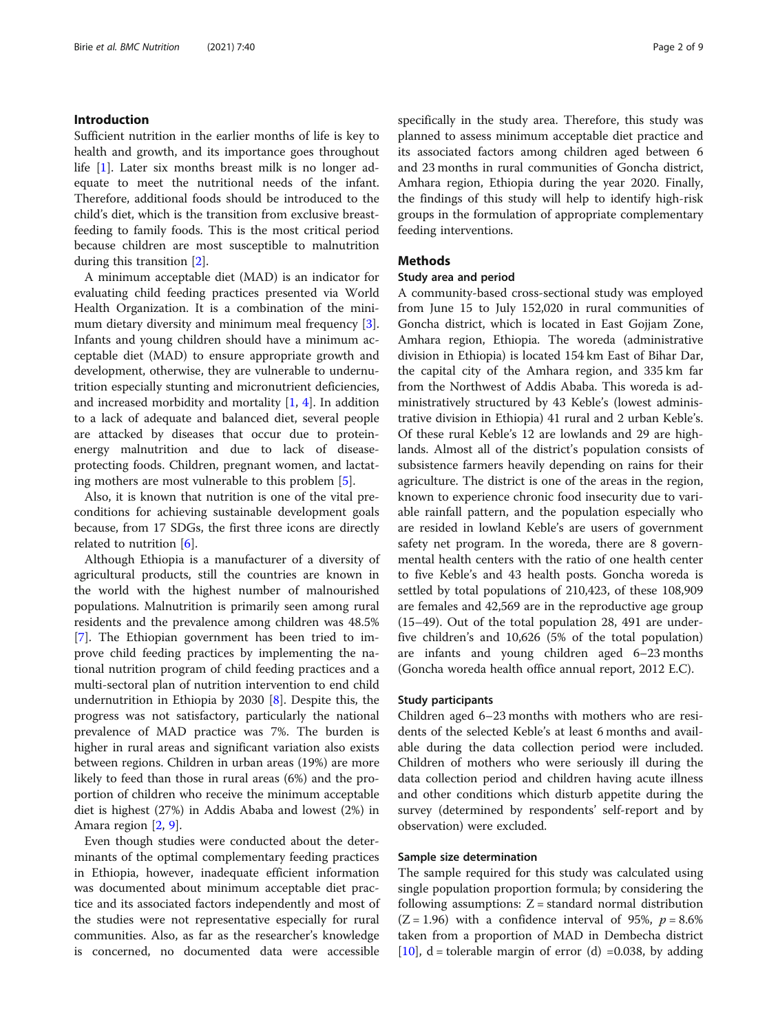## Introduction

Sufficient nutrition in the earlier months of life is key to health and growth, and its importance goes throughout life [1]. Later six months breast milk is no longer adequate to meet the nutritional needs of the infant. Therefore, additional foods should be introduced to the child's diet, which is the transition from exclusive breastfeeding to family foods. This is the most critical period because children are most susceptible to malnutrition during this transition [2].

A minimum acceptable diet (MAD) is an indicator for evaluating child feeding practices presented via World Health Organization. It is a combination of the minimum dietary diversity and minimum meal frequency [3]. Infants and young children should have a minimum acceptable diet (MAD) to ensure appropriate growth and development, otherwise, they are vulnerable to undernutrition especially stunting and micronutrient deficiencies, and increased morbidity and mortality [1, 4]. In addition to a lack of adequate and balanced diet, several people are attacked by diseases that occur due to protein-energy malnutrition and due to lack of disease-protecting foods. Children, pregnant women, and lactating mothers are most vulnerable to this problem [5].

Also, it is known that nutrition is one of the vital preconditions for achieving sustainable development goals because, from 17 SDGs, the first three icons are directly related to nutrition [6].

Although Ethiopia is a manufacturer of a diversity of agricultural products, still the countries are known in the world with the highest number of malnourished populations. Malnutrition is primarily seen among rural residents and the prevalence among children was 48.5% [7]. The Ethiopian government has been tried to improve child feeding practices by implementing the national nutrition program of child feeding practices and a multi-sectoral plan of nutrition intervention to end child undernutrition in Ethiopia by 2030 [8]. Despite this, the progress was not satisfactory, particularly the national prevalence of MAD practice was 7%. The burden is higher in rural areas and significant variation also exists between regions. Children in urban areas (19%) are more likely to feed than those in rural areas (6%) and the proportion of children who receive the minimum acceptable diet is highest (27%) in Addis Ababa and lowest (2%) in Amara region [2, 9].

Even though studies were conducted about the determinants of the optimal complementary feeding practices in Ethiopia, however, inadequate efficient information was documented about minimum acceptable diet practice and its associated factors independently and most of the studies were not representative especially for rural communities. Also, as far as the researcher's knowledge is concerned, no documented data were accessible specifically in the study area. Therefore, this study was planned to assess minimum acceptable diet practice and its associated factors among children aged between 6 and 23 months in rural communities of Goncha district, Amhara region, Ethiopia during the year 2020. Finally, the findings of this study will help to identify high-risk groups in the formulation of appropriate complementary feeding interventions.

## Methods

### Study area and period

A community-based cross-sectional study was employed from June 15 to July 152,020 in rural communities of Goncha district, which is located in East Gojjam Zone, Amhara region, Ethiopia. The woreda (administrative division in Ethiopia) is located 154 km East of Bihar Dar, the capital city of the Amhara region, and 335 km far from the Northwest of Addis Ababa. This woreda is administratively structured by 43 Keble's (lowest administrative division in Ethiopia) 41 rural and 2 urban Keble's. Of these rural Keble's 12 are lowlands and 29 are highlands. Almost all of the district's population consists of subsistence farmers heavily depending on rains for their agriculture. The district is one of the areas in the region, known to experience chronic food insecurity due to variable rainfall pattern, and the population especially who are resided in lowland Keble's are users of government safety net program. In the woreda, there are 8 governmental health centers with the ratio of one health center to five Keble's and 43 health posts. Goncha woreda is settled by total populations of 210,423, of these 108,909 are females and 42,569 are in the reproductive age group (15–49). Out of the total population 28, 491 are under-five children's and 10,626 (5% of the total population) are infants and young children aged 6–23 months (Goncha woreda health office annual report, 2012 E.C).

### Study participants

Children aged 6–23 months with mothers who are residents of the selected Keble's at least 6 months and available during the data collection period were included. Children of mothers who were seriously ill during the data collection period and children having acute illness and other conditions which disturb appetite during the survey (determined by respondents' self-report and by observation) were excluded.

### Sample size determination

The sample required for this study was calculated using single population proportion formula; by considering the following assumptions: Z = standard normal distribution (Z = 1.96) with a confidence interval of 95%, $p = 8.6\%$ taken from a proportion of MAD in Dembecha district [10], d = tolerable margin of error (d) =0.038, by adding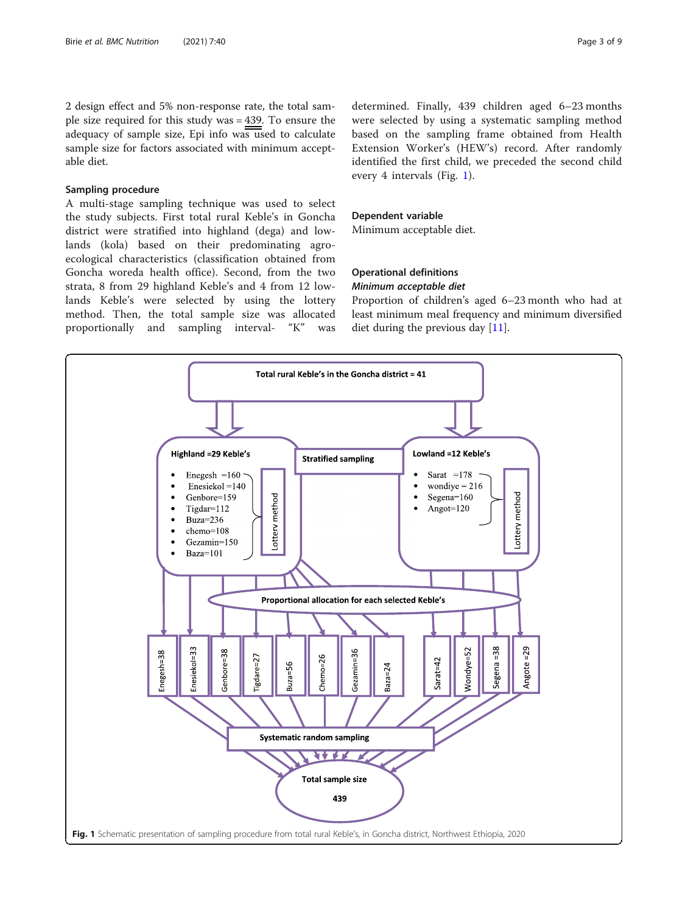2 design effect and 5% non-response rate, the total sample size required for this study was = 439. To ensure the adequacy of sample size, Epi info was used to calculate sample size for factors associated with minimum acceptable diet.

### Sampling procedure

A multi-stage sampling technique was used to select the study subjects. First total rural Keble's in Goncha district were stratified into highland (dega) and lowlands (kola) based on their predominating agro-ecological characteristics (classification obtained from Goncha woreda health office). Second, from the two strata, 8 from 29 highland Keble's and 4 from 12 lowlands Keble's were selected by using the lottery method. Then, the total sample size was allocated proportionally and sampling interval- "K" was determined. Finally, 439 children aged 6–23 months were selected by using a systematic sampling method based on the sampling frame obtained from Health Extension Worker's (HEW's) record. After randomly identified the first child, we preceded the second child every 4 intervals (Fig. 1).

### Dependent variable

Minimum acceptable diet.

### Operational definitions

#### *Minimum acceptable diet*

Proportion of children's aged 6–23 month who had at least minimum meal frequency and minimum diversified diet during the previous day [11].

Total rural Keble's in the Goncha district = 41

Stratified sampling

Highland =29 Keble's (Lottery method):
- Enegesh =160
- Enesiekol =140
- Genbore=159
- Tigdar=112
- Buza=236
- chemo=108
- Gezamin=150
- Baza=101

Lowland =12 Keble's (Lottery method):
- Sarat =178
- wondiye = 216
- Segena=160
- Angot=120

Proportional allocation for each selected Keble's

Enegesh=38, Enesiekol=33, Genbore=38, Tigdare=27, Buza=56, Chemo=26, Gezamin=36, Baza=24, Sarat=42, Wondye=52, Segena =38, Angote =29

Systematic random sampling

Total sample size 439

**Fig. 1** Schematic presentation of sampling procedure from total rural Keble's, in Goncha district, Northwest Ethiopia, 2020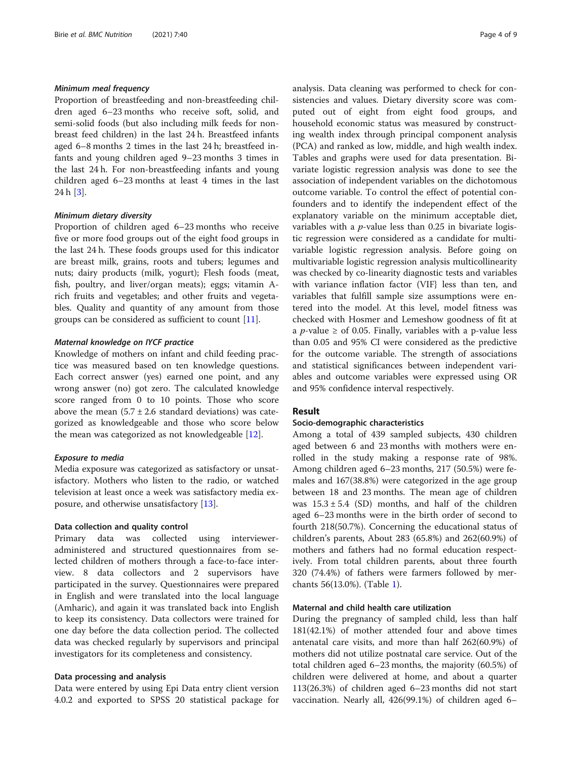#### *Minimum meal frequency*

Proportion of breastfeeding and non-breastfeeding children aged 6–23 months who receive soft, solid, and semi-solid foods (but also including milk feeds for non-breast feed children) in the last 24 h. Breastfeed infants aged 6–8 months 2 times in the last 24 h; breastfeed infants and young children aged 9–23 months 3 times in the last 24 h. For non-breastfeeding infants and young children aged 6–23 months at least 4 times in the last 24 h [3].

#### *Minimum dietary diversity*

Proportion of children aged 6–23 months who receive five or more food groups out of the eight food groups in the last 24 h. These foods groups used for this indicator are breast milk, grains, roots and tubers; legumes and nuts; dairy products (milk, yogurt); Flesh foods (meat, fish, poultry, and liver/organ meats); eggs; vitamin A-rich fruits and vegetables; and other fruits and vegetables. Quality and quantity of any amount from those groups can be considered as sufficient to count [11].

#### *Maternal knowledge on IYCF practice*

Knowledge of mothers on infant and child feeding practice was measured based on ten knowledge questions. Each correct answer (yes) earned one point, and any wrong answer (no) got zero. The calculated knowledge score ranged from 0 to 10 points. Those who score above the mean (5.7 ± 2.6 standard deviations) was categorized as knowledgeable and those who score below the mean was categorized as not knowledgeable [12].

#### *Exposure to media*

Media exposure was categorized as satisfactory or unsatisfactory. Mothers who listen to the radio, or watched television at least once a week was satisfactory media exposure, and otherwise unsatisfactory [13].

### Data collection and quality control

Primary data was collected using interviewer-administered and structured questionnaires from selected children of mothers through a face-to-face interview. 8 data collectors and 2 supervisors have participated in the survey. Questionnaires were prepared in English and were translated into the local language (Amharic), and again it was translated back into English to keep its consistency. Data collectors were trained for one day before the data collection period. The collected data was checked regularly by supervisors and principal investigators for its completeness and consistency.

### Data processing and analysis

Data were entered by using Epi Data entry client version 4.0.2 and exported to SPSS 20 statistical package for analysis. Data cleaning was performed to check for consistencies and values. Dietary diversity score was computed out of eight from eight food groups, and household economic status was measured by constructing wealth index through principal component analysis (PCA) and ranked as low, middle, and high wealth index. Tables and graphs were used for data presentation. Bivariate logistic regression analysis was done to see the association of independent variables on the dichotomous outcome variable. To control the effect of potential confounders and to identify the independent effect of the explanatory variable on the minimum acceptable diet, variables with a *p*-value less than 0.25 in bivariate logistic regression were considered as a candidate for multivariable logistic regression analysis. Before going on multivariable logistic regression analysis multicollinearity was checked by co-linearity diagnostic tests and variables with variance inflation factor (VIF} less than ten, and variables that fulfill sample size assumptions were entered into the model. At this level, model fitness was checked with Hosmer and Lemeshow goodness of fit at a *p*-value ≥ of 0.05. Finally, variables with a p-value less than 0.05 and 95% CI were considered as the predictive for the outcome variable. The strength of associations and statistical significances between independent variables and outcome variables were expressed using OR and 95% confidence interval respectively.

## Result

### Socio-demographic characteristics

Among a total of 439 sampled subjects, 430 children aged between 6 and 23 months with mothers were enrolled in the study making a response rate of 98%. Among children aged 6–23 months, 217 (50.5%) were females and 167(38.8%) were categorized in the age group between 18 and 23 months. The mean age of children was 15.3 ± 5.4 (SD) months, and half of the children aged 6–23 months were in the birth order of second to fourth 218(50.7%). Concerning the educational status of children's parents, About 283 (65.8%) and 262(60.9%) of mothers and fathers had no formal education respectively. From total children parents, about three fourth 320 (74.4%) of fathers were farmers followed by merchants 56(13.0%). (Table 1).

### Maternal and child health care utilization

During the pregnancy of sampled child, less than half 181(42.1%) of mother attended four and above times antenatal care visits, and more than half 262(60.9%) of mothers did not utilize postnatal care service. Out of the total children aged 6–23 months, the majority (60.5%) of children were delivered at home, and about a quarter 113(26.3%) of children aged 6–23 months did not start vaccination. Nearly all, 426(99.1%) of children aged 6–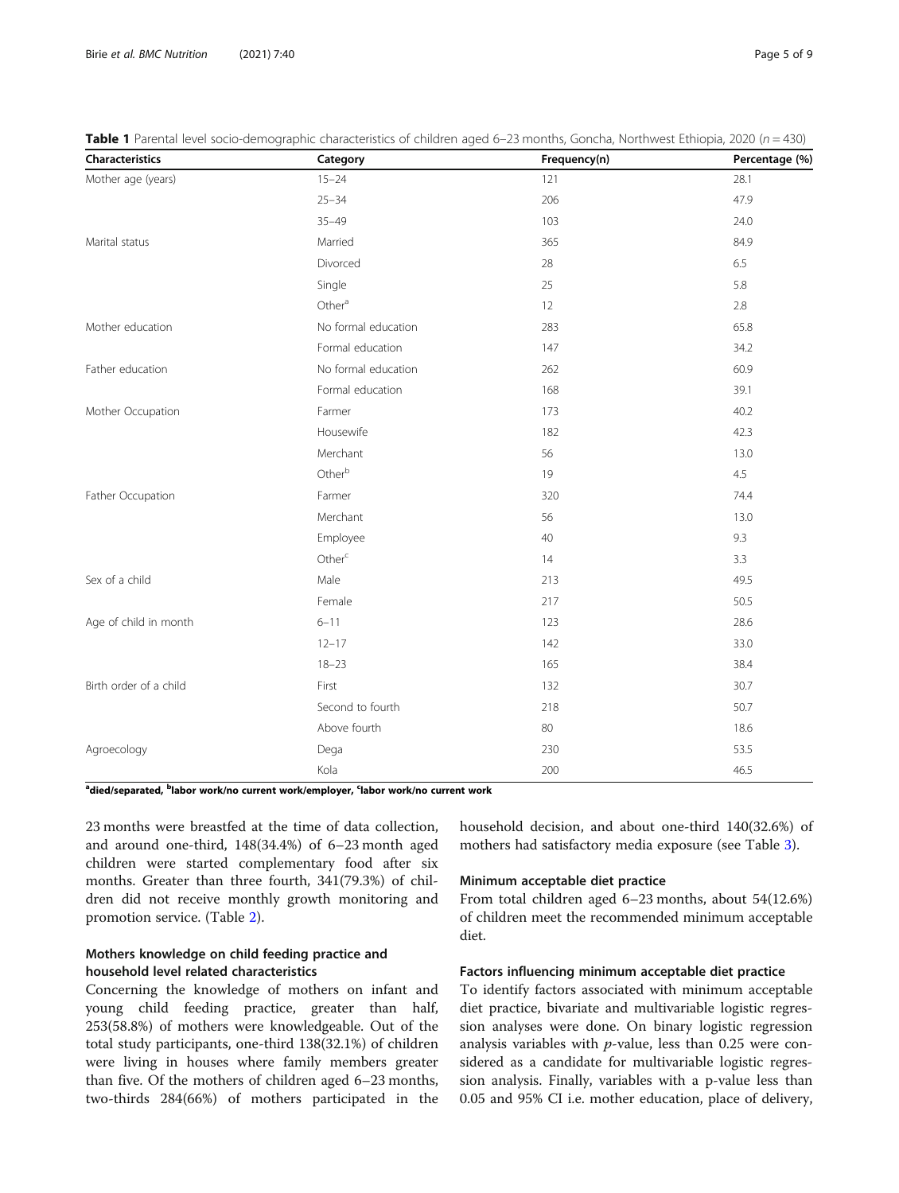**Table 1** Parental level socio-demographic characteristics of children aged 6–23 months, Goncha, Northwest Ethiopia, 2020 ($n = 430$)

| Characteristics | Category | Frequency(n) | Percentage (%) |
|---|---|---|---|
| Mother age (years) | 15–24 | 121 | 28.1 |
| | 25–34 | 206 | 47.9 |
| | 35–49 | 103 | 24.0 |
| Marital status | Married | 365 | 84.9 |
| | Divorced | 28 | 6.5 |
| | Single | 25 | 5.8 |
| | Other[a] | 12 | 2.8 |
| Mother education | No formal education | 283 | 65.8 |
| | Formal education | 147 | 34.2 |
| Father education | No formal education | 262 | 60.9 |
| | Formal education | 168 | 39.1 |
| Mother Occupation | Farmer | 173 | 40.2 |
| | Housewife | 182 | 42.3 |
| | Merchant | 56 | 13.0 |
| | Other[b] | 19 | 4.5 |
| Father Occupation | Farmer | 320 | 74.4 |
| | Merchant | 56 | 13.0 |
| | Employee | 40 | 9.3 |
| | Other[c] | 14 | 3.3 |
| Sex of a child | Male | 213 | 49.5 |
| | Female | 217 | 50.5 |
| Age of child in month | 6–11 | 123 | 28.6 |
| | 12–17 | 142 | 33.0 |
| | 18–23 | 165 | 38.4 |
| Birth order of a child | First | 132 | 30.7 |
| | Second to fourth | 218 | 50.7 |
| | Above fourth | 80 | 18.6 |
| Agroecology | Dega | 230 | 53.5 |
| | Kola | 200 | 46.5 |

**[a]died/separated, [b]labor work/no current work/employer, [c]labor work/no current work**

23 months were breastfed at the time of data collection, and around one-third, 148(34.4%) of 6–23 month aged children were started complementary food after six months. Greater than three fourth, 341(79.3%) of children did not receive monthly growth monitoring and promotion service. (Table 2).

### Mothers knowledge on child feeding practice and household level related characteristics

Concerning the knowledge of mothers on infant and young child feeding practice, greater than half, 253(58.8%) of mothers were knowledgeable. Out of the total study participants, one-third 138(32.1%) of children were living in houses where family members greater than five. Of the mothers of children aged 6–23 months, two-thirds 284(66%) of mothers participated in the household decision, and about one-third 140(32.6%) of mothers had satisfactory media exposure (see Table 3).

### Minimum acceptable diet practice

From total children aged 6–23 months, about 54(12.6%) of children meet the recommended minimum acceptable diet.

### Factors influencing minimum acceptable diet practice

To identify factors associated with minimum acceptable diet practice, bivariate and multivariable logistic regression analyses were done. On binary logistic regression analysis variables with $p$-value, less than 0.25 were considered as a candidate for multivariable logistic regression analysis. Finally, variables with a p-value less than 0.05 and 95% CI i.e. mother education, place of delivery,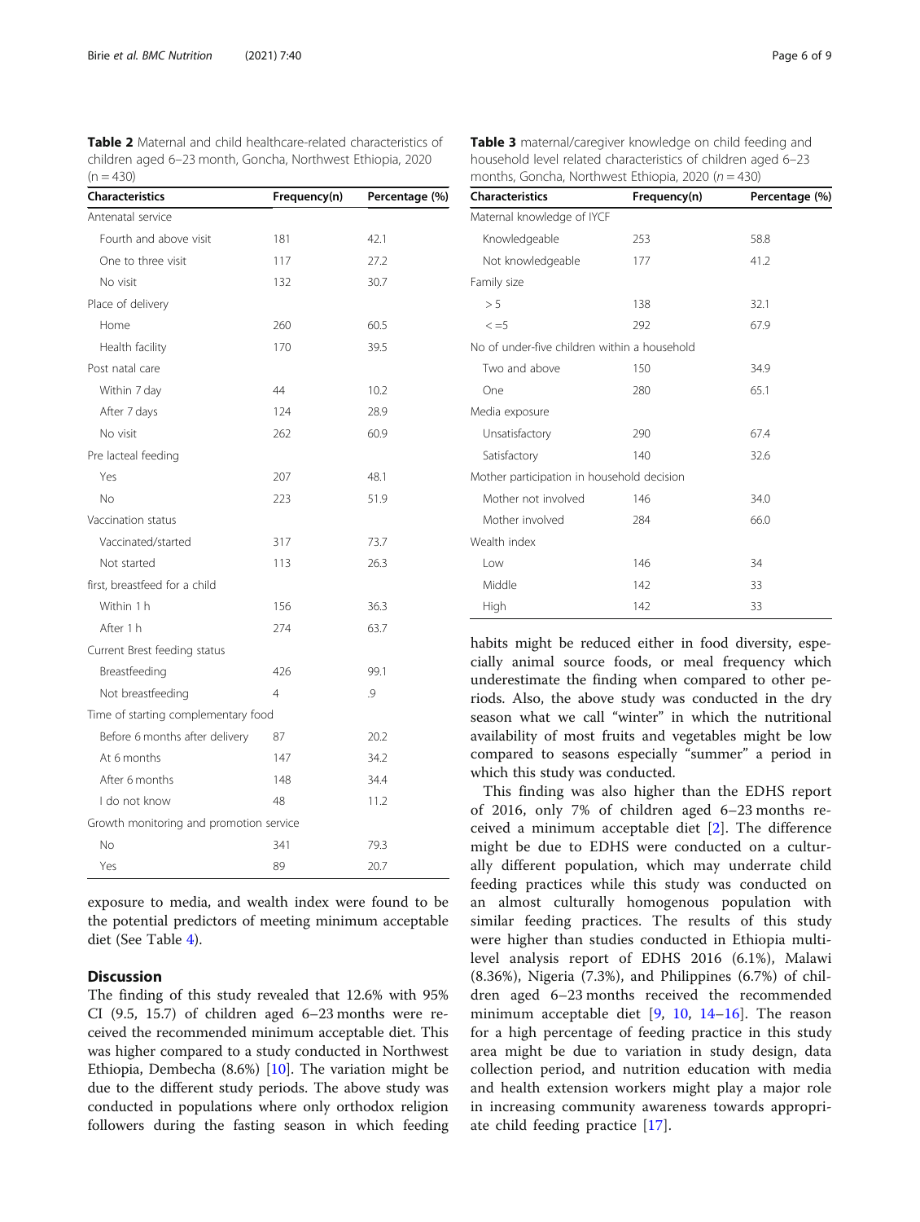**Table 2** Maternal and child healthcare-related characteristics of children aged 6–23 month, Goncha, Northwest Ethiopia, 2020 (n = 430)

| Characteristics | Frequency(n) | Percentage (%) |
|---|---|---|
| Antenatal service | | |
| Fourth and above visit | 181 | 42.1 |
| One to three visit | 117 | 27.2 |
| No visit | 132 | 30.7 |
| Place of delivery | | |
| Home | 260 | 60.5 |
| Health facility | 170 | 39.5 |
| Post natal care | | |
| Within 7 day | 44 | 10.2 |
| After 7 days | 124 | 28.9 |
| No visit | 262 | 60.9 |
| Pre lacteal feeding | | |
| Yes | 207 | 48.1 |
| No | 223 | 51.9 |
| Vaccination status | | |
| Vaccinated/started | 317 | 73.7 |
| Not started | 113 | 26.3 |
| first, breastfeed for a child | | |
| Within 1 h | 156 | 36.3 |
| After 1 h | 274 | 63.7 |
| Current Brest feeding status | | |
| Breastfeeding | 426 | 99.1 |
| Not breastfeeding | 4 | .9 |
| Time of starting complementary food | | |
| Before 6 months after delivery | 87 | 20.2 |
| At 6 months | 147 | 34.2 |
| After 6 months | 148 | 34.4 |
| I do not know | 48 | 11.2 |
| Growth monitoring and promotion service | | |
| No | 341 | 79.3 |
| Yes | 89 | 20.7 |

**Table 3** maternal/caregiver knowledge on child feeding and household level related characteristics of children aged 6–23 months, Goncha, Northwest Ethiopia, 2020 (*n* = 430)

| Characteristics | Frequency(n) | Percentage (%) |
|---|---|---|
| Maternal knowledge of IYCF | | |
| Knowledgeable | 253 | 58.8 |
| Not knowledgeable | 177 | 41.2 |
| Family size | | |
| > 5 | 138 | 32.1 |
| < =5 | 292 | 67.9 |
| No of under-five children within a household | | |
| Two and above | 150 | 34.9 |
| One | 280 | 65.1 |
| Media exposure | | |
| Unsatisfactory | 290 | 67.4 |
| Satisfactory | 140 | 32.6 |
| Mother participation in household decision | | |
| Mother not involved | 146 | 34.0 |
| Mother involved | 284 | 66.0 |
| Wealth index | | |
| Low | 146 | 34 |
| Middle | 142 | 33 |
| High | 142 | 33 |

exposure to media, and wealth index were found to be the potential predictors of meeting minimum acceptable diet (See Table 4).

## Discussion

The finding of this study revealed that 12.6% with 95% CI (9.5, 15.7) of children aged 6–23 months were received the recommended minimum acceptable diet. This was higher compared to a study conducted in Northwest Ethiopia, Dembecha (8.6%) [10]. The variation might be due to the different study periods. The above study was conducted in populations where only orthodox religion followers during the fasting season in which feeding habits might be reduced either in food diversity, especially animal source foods, or meal frequency which underestimate the finding when compared to other periods. Also, the above study was conducted in the dry season what we call "winter" in which the nutritional availability of most fruits and vegetables might be low compared to seasons especially "summer" a period in which this study was conducted.

This finding was also higher than the EDHS report of 2016, only 7% of children aged 6–23 months received a minimum acceptable diet [2]. The difference might be due to EDHS were conducted on a culturally different population, which may underrate child feeding practices while this study was conducted on an almost culturally homogenous population with similar feeding practices. The results of this study were higher than studies conducted in Ethiopia multilevel analysis report of EDHS 2016 (6.1%), Malawi (8.36%), Nigeria (7.3%), and Philippines (6.7%) of children aged 6–23 months received the recommended minimum acceptable diet [9, 10, 14–16]. The reason for a high percentage of feeding practice in this study area might be due to variation in study design, data collection period, and nutrition education with media and health extension workers might play a major role in increasing community awareness towards appropriate child feeding practice [17].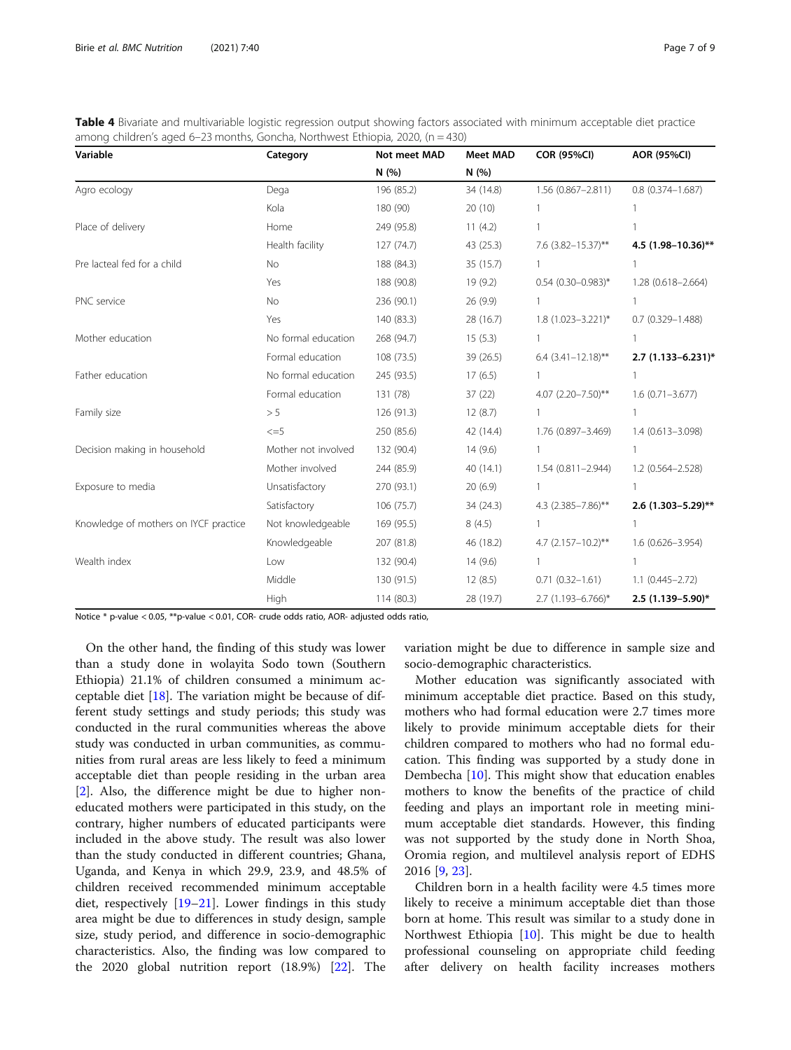**Table 4** Bivariate and multivariable logistic regression output showing factors associated with minimum acceptable diet practice among children's aged 6–23 months, Goncha, Northwest Ethiopia, 2020, (n = 430)

| Variable | Category | Not meet MAD N (%) | Meet MAD N (%) | COR (95%CI) | AOR (95%CI) |
|---|---|---|---|---|---|
| Agro ecology | Dega | 196 (85.2) | 34 (14.8) | 1.56 (0.867–2.811) | 0.8 (0.374–1.687) |
| | Kola | 180 (90) | 20 (10) | 1 | 1 |
| Place of delivery | Home | 249 (95.8) | 11 (4.2) | 1 | 1 |
| | Health facility | 127 (74.7) | 43 (25.3) | 7.6 (3.82–15.37)** | **4.5 (1.98–10.36)**** |
| Pre lacteal fed for a child | No | 188 (84.3) | 35 (15.7) | 1 | 1 |
| | Yes | 188 (90.8) | 19 (9.2) | 0.54 (0.30–0.983)* | 1.28 (0.618–2.664) |
| PNC service | No | 236 (90.1) | 26 (9.9) | 1 | 1 |
| | Yes | 140 (83.3) | 28 (16.7) | 1.8 (1.023–3.221)* | 0.7 (0.329–1.488) |
| Mother education | No formal education | 268 (94.7) | 15 (5.3) | 1 | 1 |
| | Formal education | 108 (73.5) | 39 (26.5) | 6.4 (3.41–12.18)** | **2.7 (1.133–6.231)*** |
| Father education | No formal education | 245 (93.5) | 17 (6.5) | 1 | 1 |
| | Formal education | 131 (78) | 37 (22) | 4.07 (2.20–7.50)** | 1.6 (0.71–3.677) |
| Family size | > 5 | 126 (91.3) | 12 (8.7) | 1 | 1 |
| | <=5 | 250 (85.6) | 42 (14.4) | 1.76 (0.897–3.469) | 1.4 (0.613–3.098) |
| Decision making in household | Mother not involved | 132 (90.4) | 14 (9.6) | 1 | 1 |
| | Mother involved | 244 (85.9) | 40 (14.1) | 1.54 (0.811–2.944) | 1.2 (0.564–2.528) |
| Exposure to media | Unsatisfactory | 270 (93.1) | 20 (6.9) | 1 | 1 |
| | Satisfactory | 106 (75.7) | 34 (24.3) | 4.3 (2.385–7.86)** | **2.6 (1.303–5.29)**** |
| Knowledge of mothers on IYCF practice | Not knowledgeable | 169 (95.5) | 8 (4.5) | 1 | 1 |
| | Knowledgeable | 207 (81.8) | 46 (18.2) | 4.7 (2.157–10.2)** | 1.6 (0.626–3.954) |
| Wealth index | Low | 132 (90.4) | 14 (9.6) | 1 | 1 |
| | Middle | 130 (91.5) | 12 (8.5) | 0.71 (0.32–1.61) | 1.1 (0.445–2.72) |
| | High | 114 (80.3) | 28 (19.7) | 2.7 (1.193–6.766)* | **2.5 (1.139–5.90)*** |

Notice * p-value < 0.05, **p-value < 0.01, COR- crude odds ratio, AOR- adjusted odds ratio,

On the other hand, the finding of this study was lower than a study done in wolayita Sodo town (Southern Ethiopia) 21.1% of children consumed a minimum acceptable diet [18]. The variation might be because of different study settings and study periods; this study was conducted in the rural communities whereas the above study was conducted in urban communities, as communities from rural areas are less likely to feed a minimum acceptable diet than people residing in the urban area [2]. Also, the difference might be due to higher non-educated mothers were participated in this study, on the contrary, higher numbers of educated participants were included in the above study. The result was also lower than the study conducted in different countries; Ghana, Uganda, and Kenya in which 29.9, 23.9, and 48.5% of children received recommended minimum acceptable diet, respectively [19–21]. Lower findings in this study area might be due to differences in study design, sample size, study period, and difference in socio-demographic characteristics. Also, the finding was low compared to the 2020 global nutrition report (18.9%) [22]. The variation might be due to difference in sample size and socio-demographic characteristics.

Mother education was significantly associated with minimum acceptable diet practice. Based on this study, mothers who had formal education were 2.7 times more likely to provide minimum acceptable diets for their children compared to mothers who had no formal education. This finding was supported by a study done in Dembecha [10]. This might show that education enables mothers to know the benefits of the practice of child feeding and plays an important role in meeting minimum acceptable diet standards. However, this finding was not supported by the study done in North Shoa, Oromia region, and multilevel analysis report of EDHS 2016 [9, 23].

Children born in a health facility were 4.5 times more likely to receive a minimum acceptable diet than those born at home. This result was similar to a study done in Northwest Ethiopia [10]. This might be due to health professional counseling on appropriate child feeding after delivery on health facility increases mothers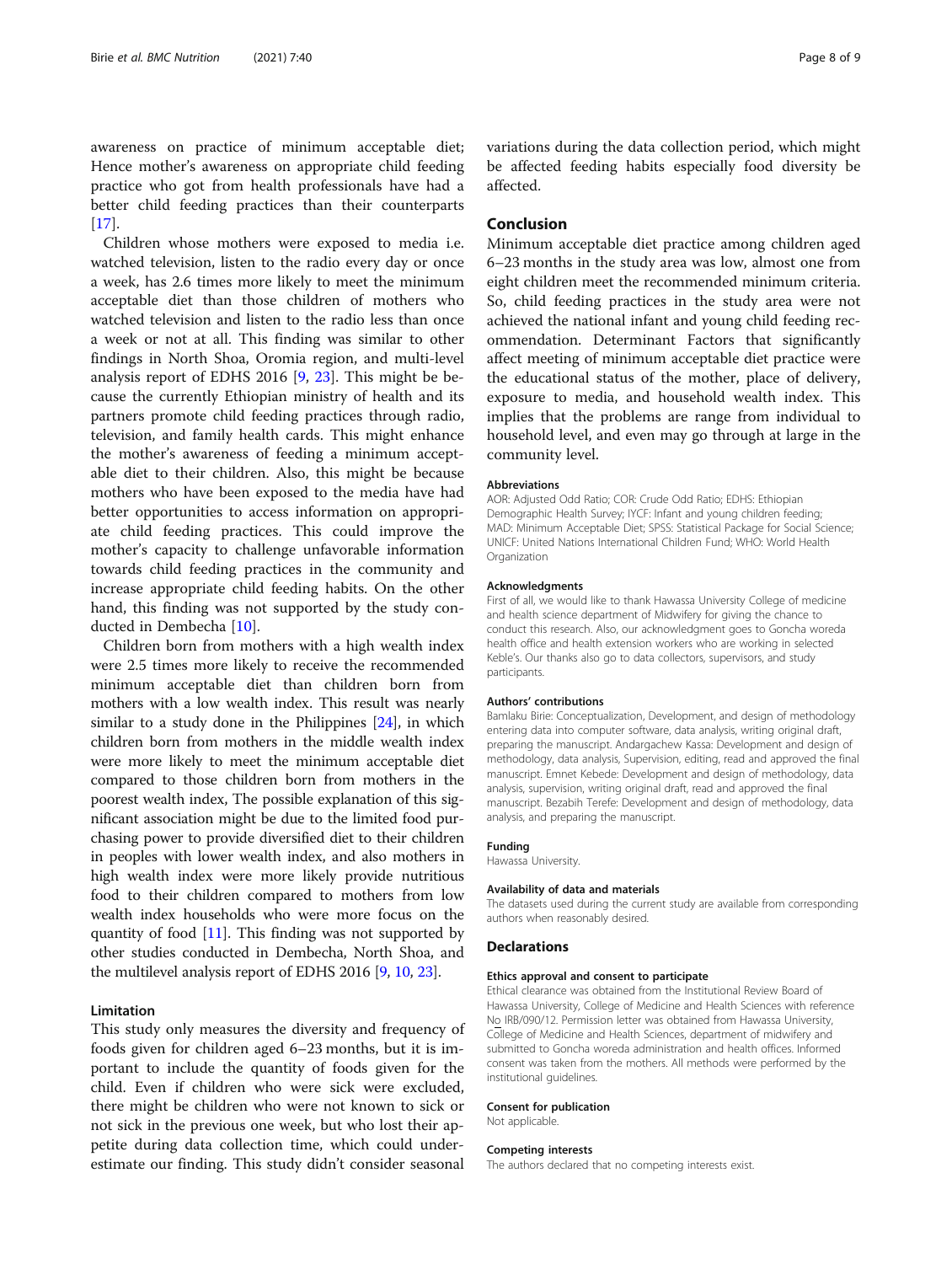awareness on practice of minimum acceptable diet; Hence mother's awareness on appropriate child feeding practice who got from health professionals have had a better child feeding practices than their counterparts [17].

Children whose mothers were exposed to media i.e. watched television, listen to the radio every day or once a week, has 2.6 times more likely to meet the minimum acceptable diet than those children of mothers who watched television and listen to the radio less than once a week or not at all. This finding was similar to other findings in North Shoa, Oromia region, and multi-level analysis report of EDHS 2016 [9, 23]. This might be because the currently Ethiopian ministry of health and its partners promote child feeding practices through radio, television, and family health cards. This might enhance the mother's awareness of feeding a minimum acceptable diet to their children. Also, this might be because mothers who have been exposed to the media have had better opportunities to access information on appropriate child feeding practices. This could improve the mother's capacity to challenge unfavorable information towards child feeding practices in the community and increase appropriate child feeding habits. On the other hand, this finding was not supported by the study conducted in Dembecha [10].

Children born from mothers with a high wealth index were 2.5 times more likely to receive the recommended minimum acceptable diet than children born from mothers with a low wealth index. This result was nearly similar to a study done in the Philippines [24], in which children born from mothers in the middle wealth index were more likely to meet the minimum acceptable diet compared to those children born from mothers in the poorest wealth index, The possible explanation of this significant association might be due to the limited food purchasing power to provide diversified diet to their children in peoples with lower wealth index, and also mothers in high wealth index were more likely provide nutritious food to their children compared to mothers from low wealth index households who were more focus on the quantity of food [11]. This finding was not supported by other studies conducted in Dembecha, North Shoa, and the multilevel analysis report of EDHS 2016 [9, 10, 23].

### Limitation

This study only measures the diversity and frequency of foods given for children aged 6–23 months, but it is important to include the quantity of foods given for the child. Even if children who were sick were excluded, there might be children who were not known to sick or not sick in the previous one week, but who lost their appetite during data collection time, which could underestimate our finding. This study didn't consider seasonal variations during the data collection period, which might be affected feeding habits especially food diversity be affected.

## Conclusion

Minimum acceptable diet practice among children aged 6–23 months in the study area was low, almost one from eight children meet the recommended minimum criteria. So, child feeding practices in the study area were not achieved the national infant and young child feeding recommendation. Determinant Factors that significantly affect meeting of minimum acceptable diet practice were the educational status of the mother, place of delivery, exposure to media, and household wealth index. This implies that the problems are range from individual to household level, and even may go through at large in the community level.

#### Abbreviations

AOR: Adjusted Odd Ratio; COR: Crude Odd Ratio; EDHS: Ethiopian Demographic Health Survey; IYCF: Infant and young children feeding; MAD: Minimum Acceptable Diet; SPSS: Statistical Package for Social Science; UNICF: United Nations International Children Fund; WHO: World Health Organization

#### Acknowledgments

First of all, we would like to thank Hawassa University College of medicine and health science department of Midwifery for giving the chance to conduct this research. Also, our acknowledgment goes to Goncha woreda health office and health extension workers who are working in selected Keble's. Our thanks also go to data collectors, supervisors, and study participants.

#### Authors' contributions

Bamlaku Birie: Conceptualization, Development, and design of methodology entering data into computer software, data analysis, writing original draft, preparing the manuscript. Andargachew Kassa: Development and design of methodology, data analysis, Supervision, editing, read and approved the final manuscript. Emnet Kebede: Development and design of methodology, data analysis, supervision, writing original draft, read and approved the final manuscript. Bezabih Terefe: Development and design of methodology, data analysis, and preparing the manuscript.

#### Funding

Hawassa University.

#### Availability of data and materials

The datasets used during the current study are available from corresponding authors when reasonably desired.

## Declarations

#### Ethics approval and consent to participate

Ethical clearance was obtained from the Institutional Review Board of Hawassa University, College of Medicine and Health Sciences with reference No IRB/090/12. Permission letter was obtained from Hawassa University, College of Medicine and Health Sciences, department of midwifery and submitted to Goncha woreda administration and health offices. Informed consent was taken from the mothers. All methods were performed by the institutional guidelines.

#### Consent for publication

Not applicable.

#### Competing interests

The authors declared that no competing interests exist.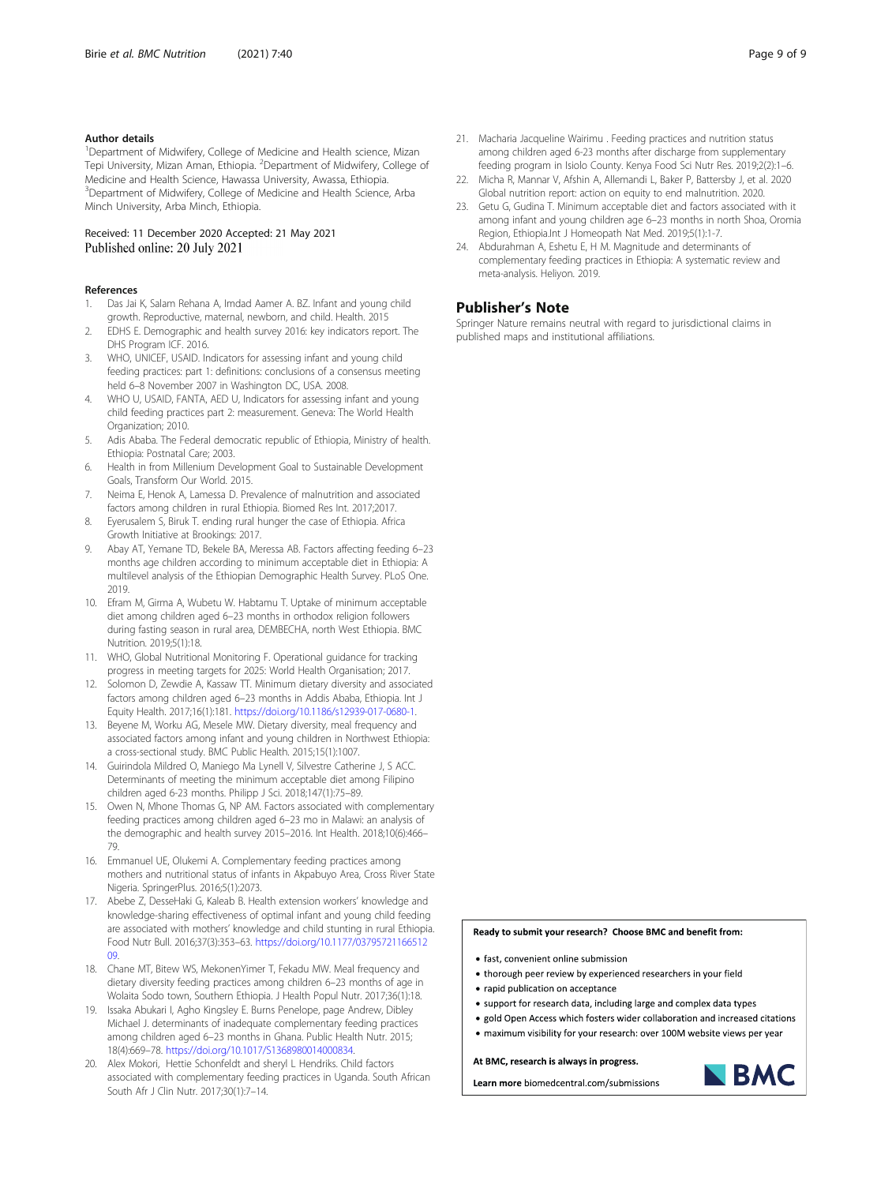### Author details

[1]Department of Midwifery, College of Medicine and Health science, Mizan Tepi University, Mizan Aman, Ethiopia. [2]Department of Midwifery, College of Medicine and Health Science, Hawassa University, Awassa, Ethiopia. [3]Department of Midwifery, College of Medicine and Health Science, Arba Minch University, Arba Minch, Ethiopia.

Received: 11 December 2020 Accepted: 21 May 2021
Published online: 20 July 2021

### References

1. Das Jai K, Salam Rehana A, Imdad Aamer A. BZ. Infant and young child growth. Reproductive, maternal, newborn, and child. Health. 2015
2. EDHS E. Demographic and health survey 2016: key indicators report. The DHS Program ICF. 2016.
3. WHO, UNICEF, USAID. Indicators for assessing infant and young child feeding practices: part 1: definitions: conclusions of a consensus meeting held 6–8 November 2007 in Washington DC, USA. 2008.
4. WHO U, USAID, FANTA, AED U, Indicators for assessing infant and young child feeding practices part 2: measurement. Geneva: The World Health Organization; 2010.
5. Adis Ababa. The Federal democratic republic of Ethiopia, Ministry of health. Ethiopia: Postnatal Care; 2003.
6. Health in from Millenium Development Goal to Sustainable Development Goals, Transform Our World. 2015.
7. Neima E, Henok A, Lamessa D. Prevalence of malnutrition and associated factors among children in rural Ethiopia. Biomed Res Int. 2017;2017.
8. Eyerusalem S, Biruk T. ending rural hunger the case of Ethiopia. Africa Growth Initiative at Brookings: 2017.
9. Abay AT, Yemane TD, Bekele BA, Meressa AB. Factors affecting feeding 6–23 months age children according to minimum acceptable diet in Ethiopia: A multilevel analysis of the Ethiopian Demographic Health Survey. PLoS One. 2019.
10. Efram M, Girma A, Wubetu W. Habtamu T. Uptake of minimum acceptable diet among children aged 6–23 months in orthodox religion followers during fasting season in rural area, DEMBECHA, north West Ethiopia. BMC Nutrition. 2019;5(1):18.
11. WHO, Global Nutritional Monitoring F. Operational guidance for tracking progress in meeting targets for 2025: World Health Organisation; 2017.
12. Solomon D, Zewdie A, Kassaw TT. Minimum dietary diversity and associated factors among children aged 6–23 months in Addis Ababa, Ethiopia. Int J Equity Health. 2017;16(1):181. https://doi.org/10.1186/s12939-017-0680-1.
13. Beyene M, Worku AG, Mesele MW. Dietary diversity, meal frequency and associated factors among infant and young children in Northwest Ethiopia: a cross-sectional study. BMC Public Health. 2015;15(1):1007.
14. Guirindola Mildred O, Maniego Ma Lynell V, Silvestre Catherine J, S ACC. Determinants of meeting the minimum acceptable diet among Filipino children aged 6-23 months. Philipp J Sci. 2018;147(1):75–89.
15. Owen N, Mhone Thomas G, NP AM. Factors associated with complementary feeding practices among children aged 6–23 mo in Malawi: an analysis of the demographic and health survey 2015–2016. Int Health. 2018;10(6):466–79.
16. Emmanuel UE, Olukemi A. Complementary feeding practices among mothers and nutritional status of infants in Akpabuyo Area, Cross River State Nigeria. SpringerPlus. 2016;5(1):2073.
17. Abebe Z, DesseHaki G, Kaleab B. Health extension workers' knowledge and knowledge-sharing effectiveness of optimal infant and young child feeding are associated with mothers' knowledge and child stunting in rural Ethiopia. Food Nutr Bull. 2016;37(3):353–63. https://doi.org/10.1177/0379572116651209.
18. Chane MT, Bitew WS, MekonenYimer T, Fekadu MW. Meal frequency and dietary diversity feeding practices among children 6–23 months of age in Wolaita Sodo town, Southern Ethiopia. J Health Popul Nutr. 2017;36(1):18.
19. Issaka Abukari I, Agho Kingsley E. Burns Penelope, page Andrew, Dibley Michael J. determinants of inadequate complementary feeding practices among children aged 6–23 months in Ghana. Public Health Nutr. 2015; 18(4):669–78. https://doi.org/10.1017/S1368980014000834.
20. Alex Mokori, Hettie Schonfeldt and sheryl L Hendriks. Child factors associated with complementary feeding practices in Uganda. South African South Afr J Clin Nutr. 2017;30(1):7–14.
21. Macharia Jacqueline Wairimu . Feeding practices and nutrition status among children aged 6-23 months after discharge from supplementary feeding program in Isiolo County. Kenya Food Sci Nutr Res. 2019;2(2):1–6.
22. Micha R, Mannar V, Afshin A, Allemandi L, Baker P, Battersby J, et al. 2020 Global nutrition report: action on equity to end malnutrition. 2020.
23. Getu G, Gudina T. Minimum acceptable diet and factors associated with it among infant and young children age 6–23 months in north Shoa, Oromia Region, Ethiopia.Int J Homeopath Nat Med. 2019;5(1):1-7.
24. Abdurahman A, Eshetu E, H M. Magnitude and determinants of complementary feeding practices in Ethiopia: A systematic review and meta-analysis. Heliyon. 2019.

## Publisher's Note

Springer Nature remains neutral with regard to jurisdictional claims in published maps and institutional affiliations.

**Ready to submit your research? Choose BMC and benefit from:**

- fast, convenient online submission
- thorough peer review by experienced researchers in your field
- rapid publication on acceptance
- support for research data, including large and complex data types
- gold Open Access which fosters wider collaboration and increased citations
- maximum visibility for your research: over 100M website views per year

**At BMC, research is always in progress.**

**Learn more** biomedcentral.com/submissions

BMC